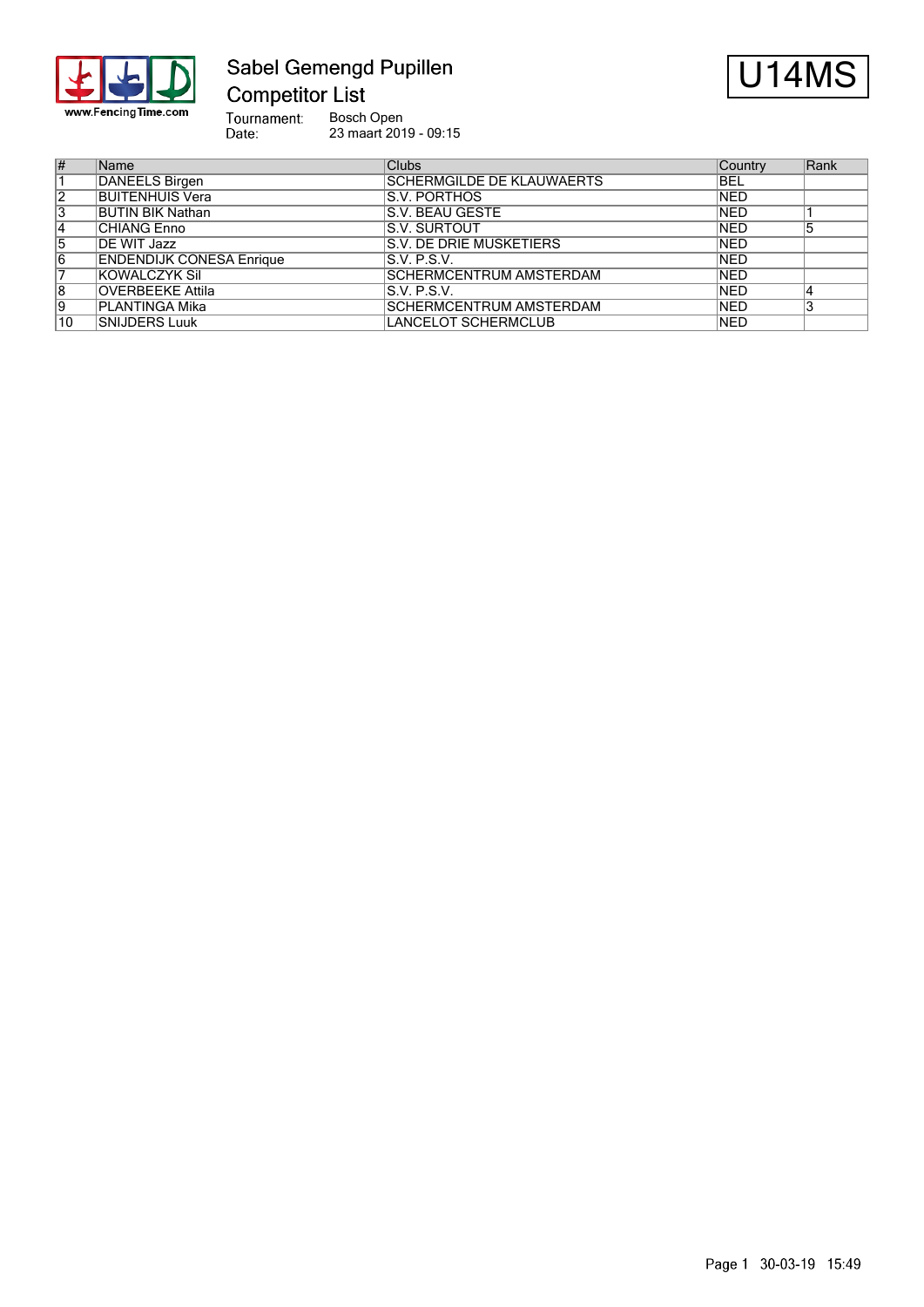# Sabel Gemengd Pupillen

## Competitor List

U14MS

Tournament: Bosch Open
Date: 23 maart 2019 - 09:15

| # | Name | Clubs | Country | Rank |
|---|---|---|---|---|
| 1 | DANEELS Birgen | SCHERMGILDE DE KLAUWAERTS | BEL | |
| 2 | BUITENHUIS Vera | S.V. PORTHOS | NED | |
| 3 | BUTIN BIK Nathan | S.V. BEAU GESTE | NED | 1 |
| 4 | CHIANG Enno | S.V. SURTOUT | NED | 5 |
| 5 | DE WIT Jazz | S.V. DE DRIE MUSKETIERS | NED | |
| 6 | ENDENDIJK CONESA Enrique | S.V. P.S.V. | NED | |
| 7 | KOWALCZYK Sil | SCHERMCENTRUM AMSTERDAM | NED | |
| 8 | OVERBEEKE Attila | S.V. P.S.V. | NED | 4 |
| 9 | PLANTINGA Mika | SCHERMCENTRUM AMSTERDAM | NED | 3 |
| 10 | SNIJDERS Luuk | LANCELOT SCHERMCLUB | NED | |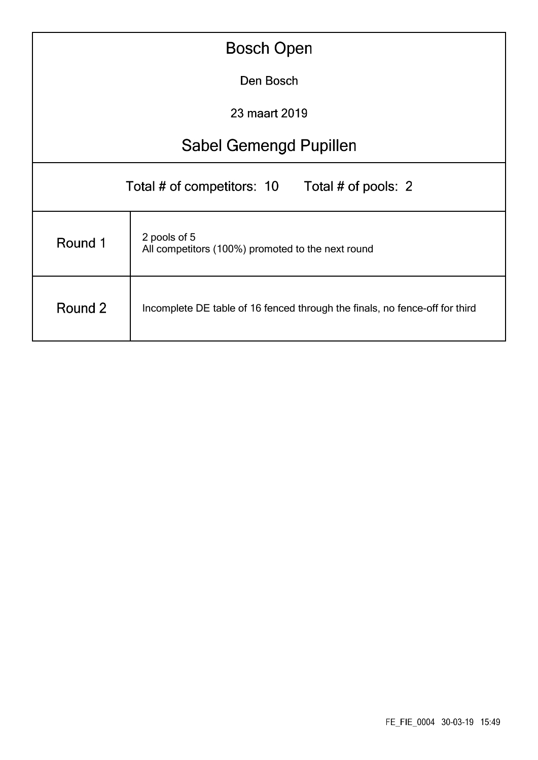# Bosch Open

Den Bosch

23 maart 2019

## Sabel Gemengd Pupillen

Total # of competitors: 10 Total # of pools: 2

| | |
|---|---|
| Round 1 | 2 pools of 5<br>All competitors (100%) promoted to the next round |
| Round 2 | Incomplete DE table of 16 fenced through the finals, no fence-off for third |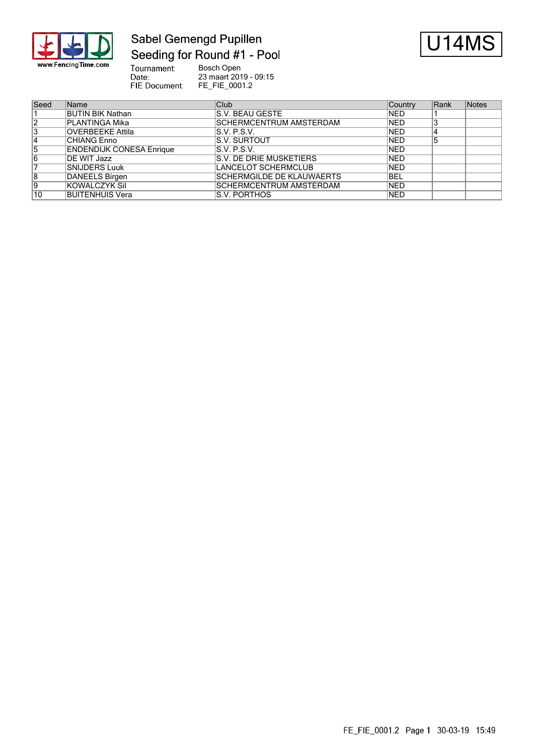# Sabel Gemengd Pupillen

## Seeding for Round #1 - Pool

**U14MS**

Tournament: Bosch Open
Date: 23 maart 2019 - 09:15
FIE Document: FE_FIE_0001.2

| Seed | Name | Club | Country | Rank | Notes |
|---|---|---|---|---|---|
| 1 | BUTIN BIK Nathan | S.V. BEAU GESTE | NED | 1 | |
| 2 | PLANTINGA Mika | SCHERMCENTRUM AMSTERDAM | NED | 3 | |
| 3 | OVERBEEKE Attila | S.V. P.S.V. | NED | 4 | |
| 4 | CHIANG Enno | S.V. SURTOUT | NED | 5 | |
| 5 | ENDENDIJK CONESA Enrique | S.V. P.S.V. | NED | | |
| 6 | DE WIT Jazz | S.V. DE DRIE MUSKETIERS | NED | | |
| 7 | SNIJDERS Luuk | LANCELOT SCHERMCLUB | NED | | |
| 8 | DANEELS Birgen | SCHERMGILDE DE KLAUWAERTS | BEL | | |
| 9 | KOWALCZYK Sil | SCHERMCENTRUM AMSTERDAM | NED | | |
| 10 | BUITENHUIS Vera | S.V. PORTHOS | NED | | |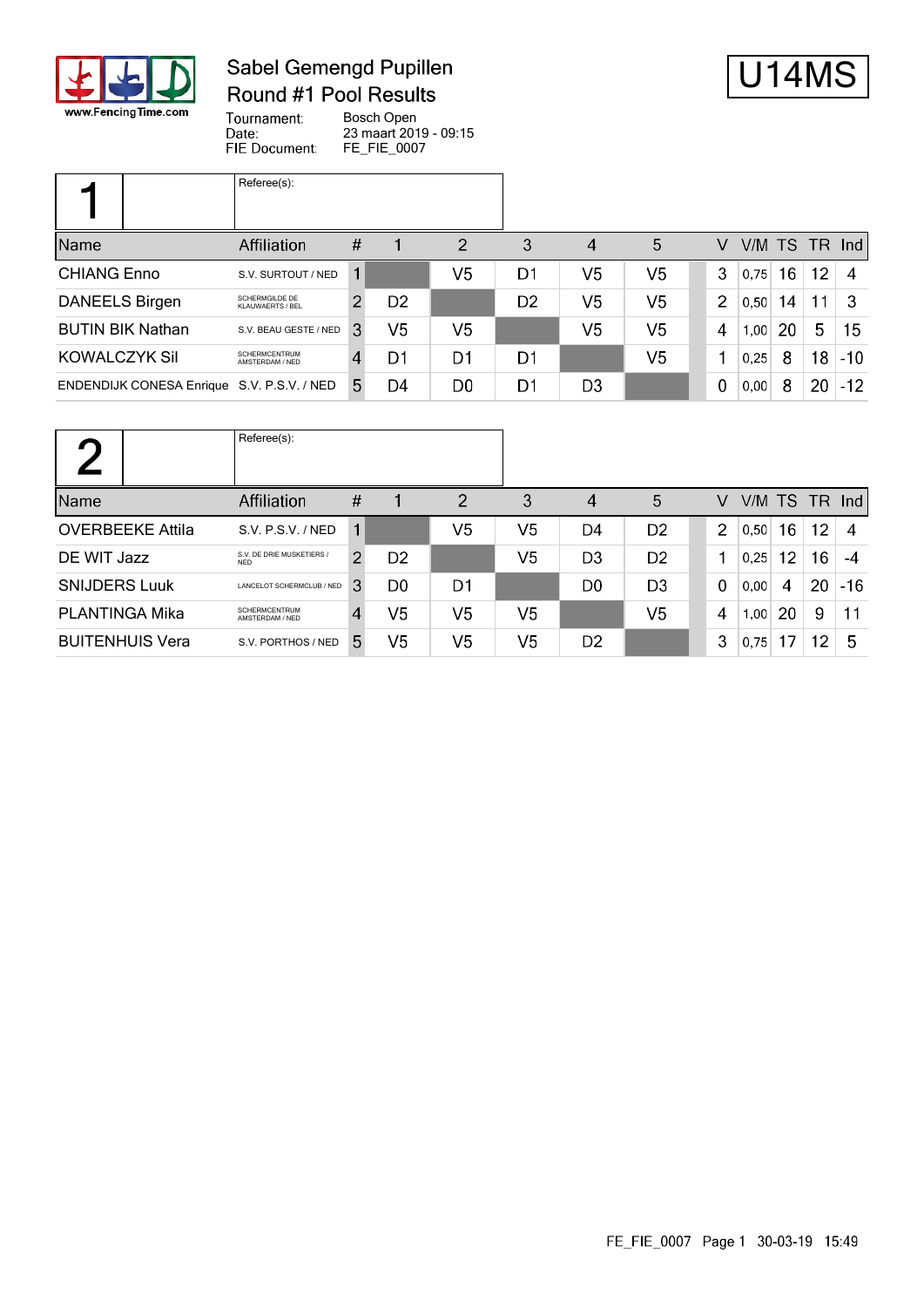# Sabel Gemengd Pupillen
## Round #1 Pool Results

**U14MS**

Tournament: Bosch Open
Date: 23 maart 2019 - 09:15
FIE Document: FE_FIE_0007

### Pool 1

Referee(s):

| Name | Affiliation | # | 1 | 2 | 3 | 4 | 5 | V | V/M | TS | TR | Ind |
|---|---|---|---|---|---|---|---|---|---|---|---|---|
| CHIANG Enno | S.V. SURTOUT / NED | 1 | | V5 | D1 | V5 | V5 | 3 | 0,75 | 16 | 12 | 4 |
| DANEELS Birgen | SCHERMGILDE DE KLAUWAERTS / BEL | 2 | D2 | | D2 | V5 | V5 | 2 | 0,50 | 14 | 11 | 3 |
| BUTIN BIK Nathan | S.V. BEAU GESTE / NED | 3 | V5 | V5 | | V5 | V5 | 4 | 1,00 | 20 | 5 | 15 |
| KOWALCZYK Sil | SCHERMCENTRUM AMSTERDAM / NED | 4 | D1 | D1 | D1 | | V5 | 1 | 0,25 | 8 | 18 | -10 |
| ENDENDIJK CONESA Enrique | S.V. P.S.V. / NED | 5 | D4 | D0 | D1 | D3 | | 0 | 0,00 | 8 | 20 | -12 |

### Pool 2

Referee(s):

| Name | Affiliation | # | 1 | 2 | 3 | 4 | 5 | V | V/M | TS | TR | Ind |
|---|---|---|---|---|---|---|---|---|---|---|---|---|
| OVERBEEKE Attila | S.V. P.S.V. / NED | 1 | | V5 | V5 | D4 | D2 | 2 | 0,50 | 16 | 12 | 4 |
| DE WIT Jazz | S.V. DE DRIE MUSKETIERS / NED | 2 | D2 | | V5 | D3 | D2 | 1 | 0,25 | 12 | 16 | -4 |
| SNIJDERS Luuk | LANCELOT SCHERMCLUB / NED | 3 | D0 | D1 | | D0 | D3 | 0 | 0,00 | 4 | 20 | -16 |
| PLANTINGA Mika | SCHERMCENTRUM AMSTERDAM / NED | 4 | V5 | V5 | V5 | | V5 | 4 | 1,00 | 20 | 9 | 11 |
| BUITENHUIS Vera | S.V. PORTHOS / NED | 5 | V5 | V5 | V5 | D2 | | 3 | 0,75 | 17 | 12 | 5 |

FE_FIE_0007 Page 1 30-03-19 15:49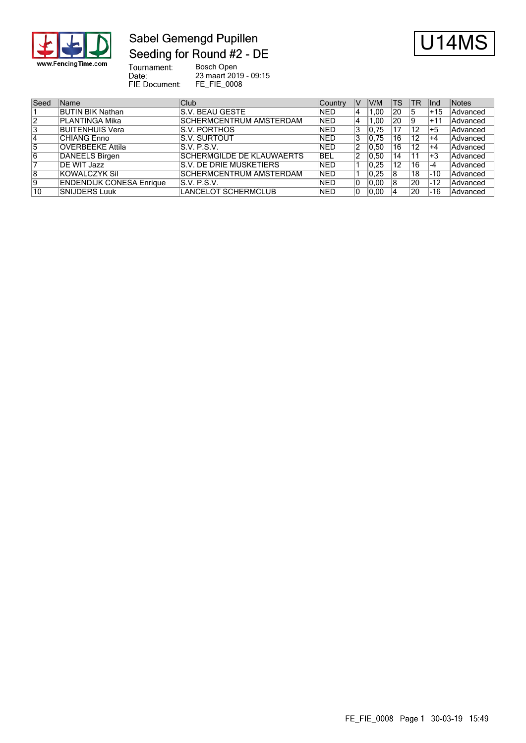# Sabel Gemengd Pupillen
## Seeding for Round #2 - DE

**U14MS**

Tournament: Bosch Open
Date: 23 maart 2019 - 09:15
FIE Document: FE_FIE_0008

| Seed | Name | Club | Country | V | V/M | TS | TR | Ind | Notes |
|---|---|---|---|---|---|---|---|---|---|
| 1 | BUTIN BIK Nathan | S.V. BEAU GESTE | NED | 4 | 1,00 | 20 | 5 | +15 | Advanced |
| 2 | PLANTINGA Mika | SCHERMCENTRUM AMSTERDAM | NED | 4 | 1,00 | 20 | 9 | +11 | Advanced |
| 3 | BUITENHUIS Vera | S.V. PORTHOS | NED | 3 | 0,75 | 17 | 12 | +5 | Advanced |
| 4 | CHIANG Enno | S.V. SURTOUT | NED | 3 | 0,75 | 16 | 12 | +4 | Advanced |
| 5 | OVERBEEKE Attila | S.V. P.S.V. | NED | 2 | 0,50 | 16 | 12 | +4 | Advanced |
| 6 | DANEELS Birgen | SCHERMGILDE DE KLAUWAERTS | BEL | 2 | 0,50 | 14 | 11 | +3 | Advanced |
| 7 | DE WIT Jazz | S.V. DE DRIE MUSKETIERS | NED | 1 | 0,25 | 12 | 16 | -4 | Advanced |
| 8 | KOWALCZYK Sil | SCHERMCENTRUM AMSTERDAM | NED | 1 | 0,25 | 8 | 18 | -10 | Advanced |
| 9 | ENDENDIJK CONESA Enrique | S.V. P.S.V. | NED | 0 | 0,00 | 8 | 20 | -12 | Advanced |
| 10 | SNIJDERS Luuk | LANCELOT SCHERMCLUB | NED | 0 | 0,00 | 4 | 20 | -16 | Advanced |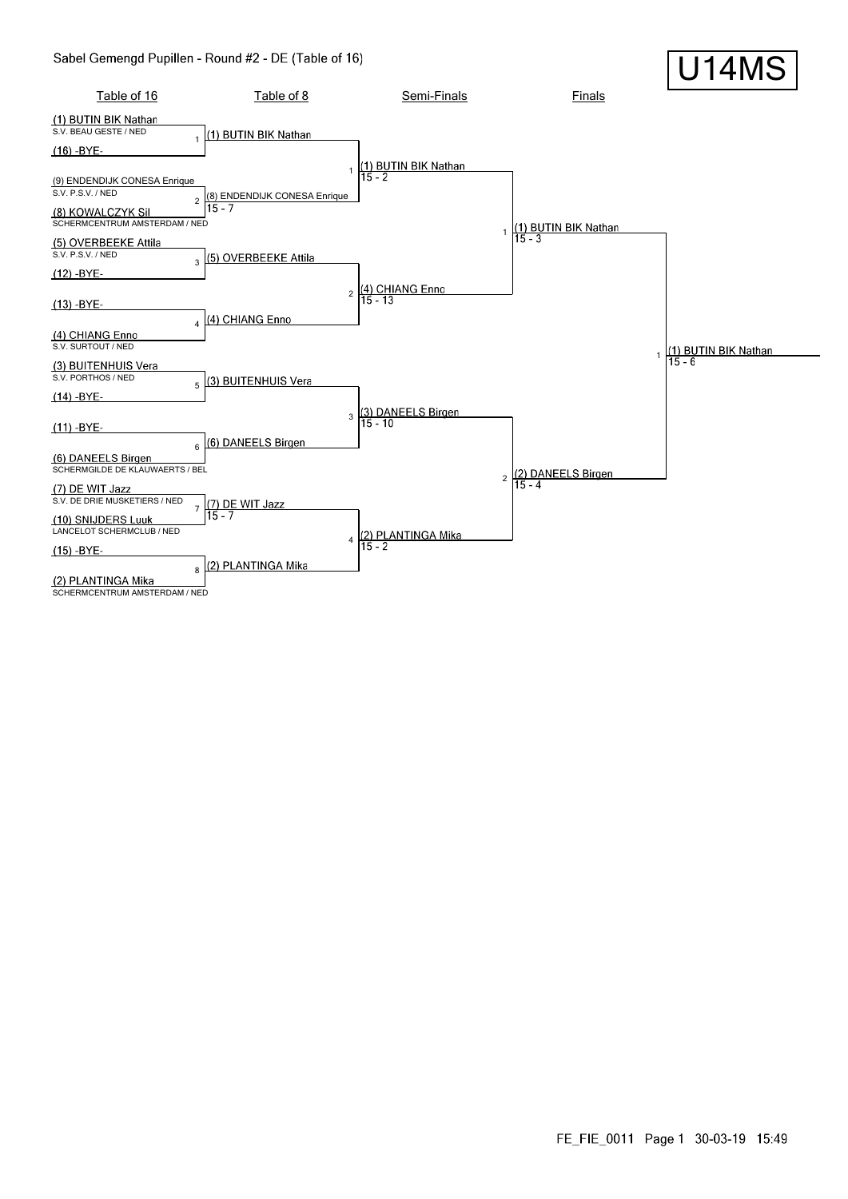Sabel Gemengd Pupillen - Round #2 - DE (Table of 16)

# U14MS

## Table of 16

| # | Fencer | Club |
|---|---|---|
| 1 | (1) BUTIN BIK Nathan | S.V. BEAU GESTE / NED |
| | (16) -BYE- | |
| 2 | (9) ENDENDIJK CONESA Enrique | S.V. P.S.V. / NED |
| | (8) KOWALCZYK Sil | SCHERMCENTRUM AMSTERDAM / NED |
| 3 | (5) OVERBEEKE Attila | S.V. P.S.V. / NED |
| | (12) -BYE- | |
| 4 | (13) -BYE- | |
| | (4) CHIANG Enno | S.V. SURTOUT / NED |
| 5 | (3) BUITENHUIS Vera | S.V. PORTHOS / NED |
| | (14) -BYE- | |
| 6 | (11) -BYE- | |
| | (6) DANEELS Birgen | SCHERMGILDE DE KLAUWAERTS / BEL |
| 7 | (7) DE WIT Jazz | S.V. DE DRIE MUSKETIERS / NED |
| | (10) SNIJDERS Luuk | LANCELOT SCHERMCLUB / NED |
| 8 | (15) -BYE- | |
| | (2) PLANTINGA Mika | SCHERMCENTRUM AMSTERDAM / NED |

## Table of 8

| # | Winner | Score |
|---|---|---|
| 1 | (1) BUTIN BIK Nathan | |
| 2 | (8) ENDENDIJK CONESA Enrique | 15 - 7 |
| 3 | (5) OVERBEEKE Attila | |
| 4 | (4) CHIANG Enno | |
| 5 | (3) BUITENHUIS Vera | |
| 6 | (6) DANEELS Birgen | |
| 7 | (7) DE WIT Jazz | 15 - 7 |
| 8 | (2) PLANTINGA Mika | |

## Semi-Finals

| # | Winner | Score |
|---|---|---|
| 1 | (1) BUTIN BIK Nathan | 15 - 2 |
| 2 | (4) CHIANG Enno | 15 - 13 |
| 3 | (3) DANEELS Birgen | 15 - 10 |
| 4 | (2) PLANTINGA Mika | 15 - 2 |

## Finals

| # | Winner | Score |
|---|---|---|
| 1 | (1) BUTIN BIK Nathan | 15 - 3 |
| 2 | (2) DANEELS Birgen | 15 - 4 |

## Winner

| # | Winner | Score |
|---|---|---|
| 1 | (1) BUTIN BIK Nathan | 15 - 6 |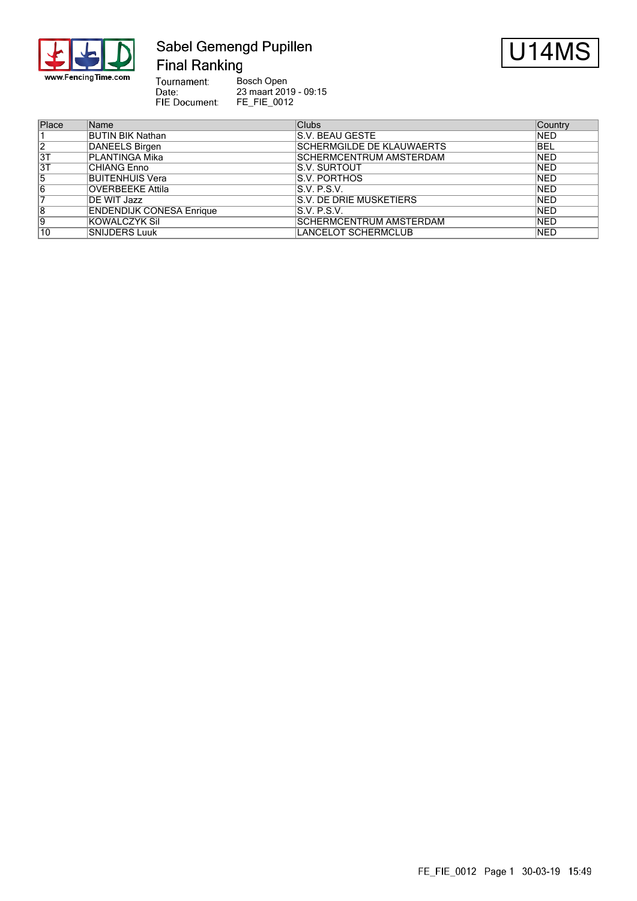# Sabel Gemengd Pupillen

## Final Ranking

**U14MS**

Tournament: Bosch Open
Date: 23 maart 2019 - 09:15
FIE Document: FE_FIE_0012

| Place | Name | Clubs | Country |
|---|---|---|---|
| 1 | BUTIN BIK Nathan | S.V. BEAU GESTE | NED |
| 2 | DANEELS Birgen | SCHERMGILDE DE KLAUWAERTS | BEL |
| 3T | PLANTINGA Mika | SCHERMCENTRUM AMSTERDAM | NED |
| 3T | CHIANG Enno | S.V. SURTOUT | NED |
| 5 | BUITENHUIS Vera | S.V. PORTHOS | NED |
| 6 | OVERBEEKE Attila | S.V. P.S.V. | NED |
| 7 | DE WIT Jazz | S.V. DE DRIE MUSKETIERS | NED |
| 8 | ENDENDIJK CONESA Enrique | S.V. P.S.V. | NED |
| 9 | KOWALCZYK Sil | SCHERMCENTRUM AMSTERDAM | NED |
| 10 | SNIJDERS Luuk | LANCELOT SCHERMCLUB | NED |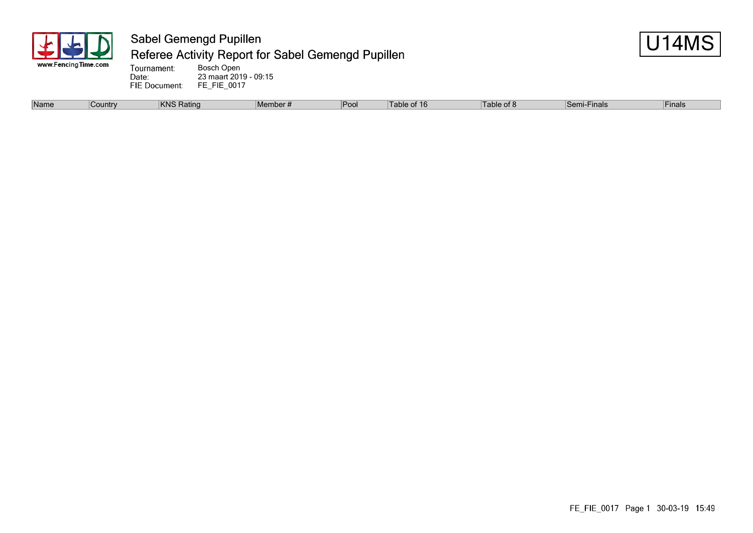# Sabel Gemengd Pupillen

## Referee Activity Report for Sabel Gemengd Pupillen

U14MS

Tournament: Bosch Open
Date: 23 maart 2019 - 09:15
FIE Document: FE_FIE_0017

| Name | Country | KNS Rating | Member # | Pool | Table of 16 | Table of 8 | Semi-Finals | Finals |
|---|---|---|---|---|---|---|---|---|